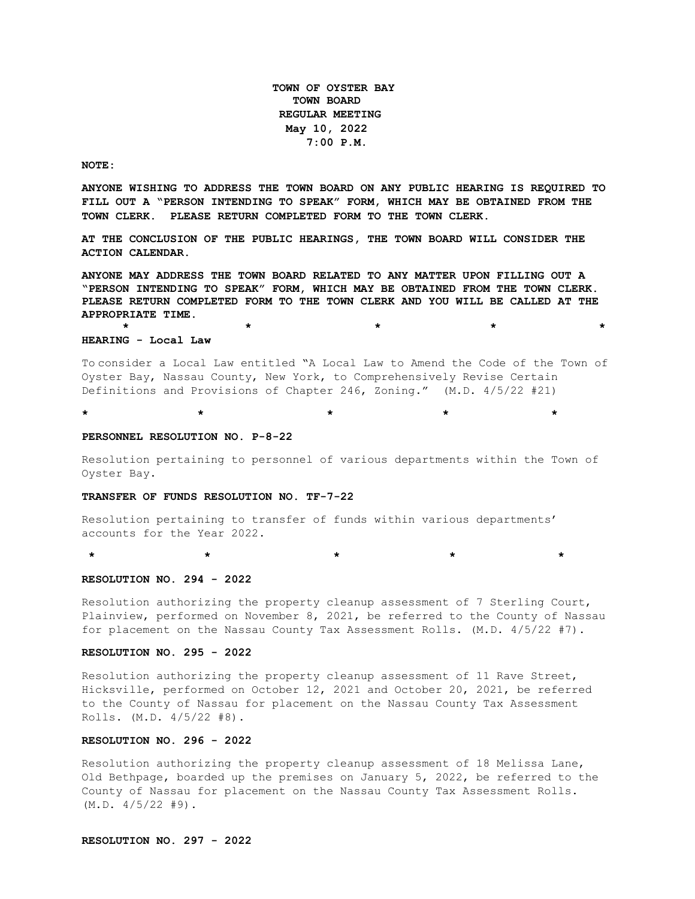**TOWN OF OYSTER BAY**
**TOWN BOARD**
**REGULAR MEETING**
**May 10, 2022**
**7:00 P.M.**

**NOTE:**

**ANYONE WISHING TO ADDRESS THE TOWN BOARD ON ANY PUBLIC HEARING IS REQUIRED TO FILL OUT A "PERSON INTENDING TO SPEAK" FORM, WHICH MAY BE OBTAINED FROM THE TOWN CLERK. PLEASE RETURN COMPLETED FORM TO THE TOWN CLERK.**

**AT THE CONCLUSION OF THE PUBLIC HEARINGS, THE TOWN BOARD WILL CONSIDER THE ACTION CALENDAR.**

**ANYONE MAY ADDRESS THE TOWN BOARD RELATED TO ANY MATTER UPON FILLING OUT A "PERSON INTENDING TO SPEAK" FORM, WHICH MAY BE OBTAINED FROM THE TOWN CLERK. PLEASE RETURN COMPLETED FORM TO THE TOWN CLERK AND YOU WILL BE CALLED AT THE APPROPRIATE TIME.**

\* \* \* \* \*

**HEARING - Local Law**

To consider a Local Law entitled "A Local Law to Amend the Code of the Town of Oyster Bay, Nassau County, New York, to Comprehensively Revise Certain Definitions and Provisions of Chapter 246, Zoning." (M.D. 4/5/22 #21)

\* \* \* \* \*

**PERSONNEL RESOLUTION NO. P-8-22**

Resolution pertaining to personnel of various departments within the Town of Oyster Bay.

**TRANSFER OF FUNDS RESOLUTION NO. TF-7-22**

Resolution pertaining to transfer of funds within various departments' accounts for the Year 2022.

\* \* \* \* \*

**RESOLUTION NO. 294 - 2022**

Resolution authorizing the property cleanup assessment of 7 Sterling Court, Plainview, performed on November 8, 2021, be referred to the County of Nassau for placement on the Nassau County Tax Assessment Rolls. (M.D. 4/5/22 #7).

**RESOLUTION NO. 295 - 2022**

Resolution authorizing the property cleanup assessment of 11 Rave Street, Hicksville, performed on October 12, 2021 and October 20, 2021, be referred to the County of Nassau for placement on the Nassau County Tax Assessment Rolls. (M.D. 4/5/22 #8).

**RESOLUTION NO. 296 - 2022**

Resolution authorizing the property cleanup assessment of 18 Melissa Lane, Old Bethpage, boarded up the premises on January 5, 2022, be referred to the County of Nassau for placement on the Nassau County Tax Assessment Rolls. (M.D. 4/5/22 #9).

**RESOLUTION NO. 297 - 2022**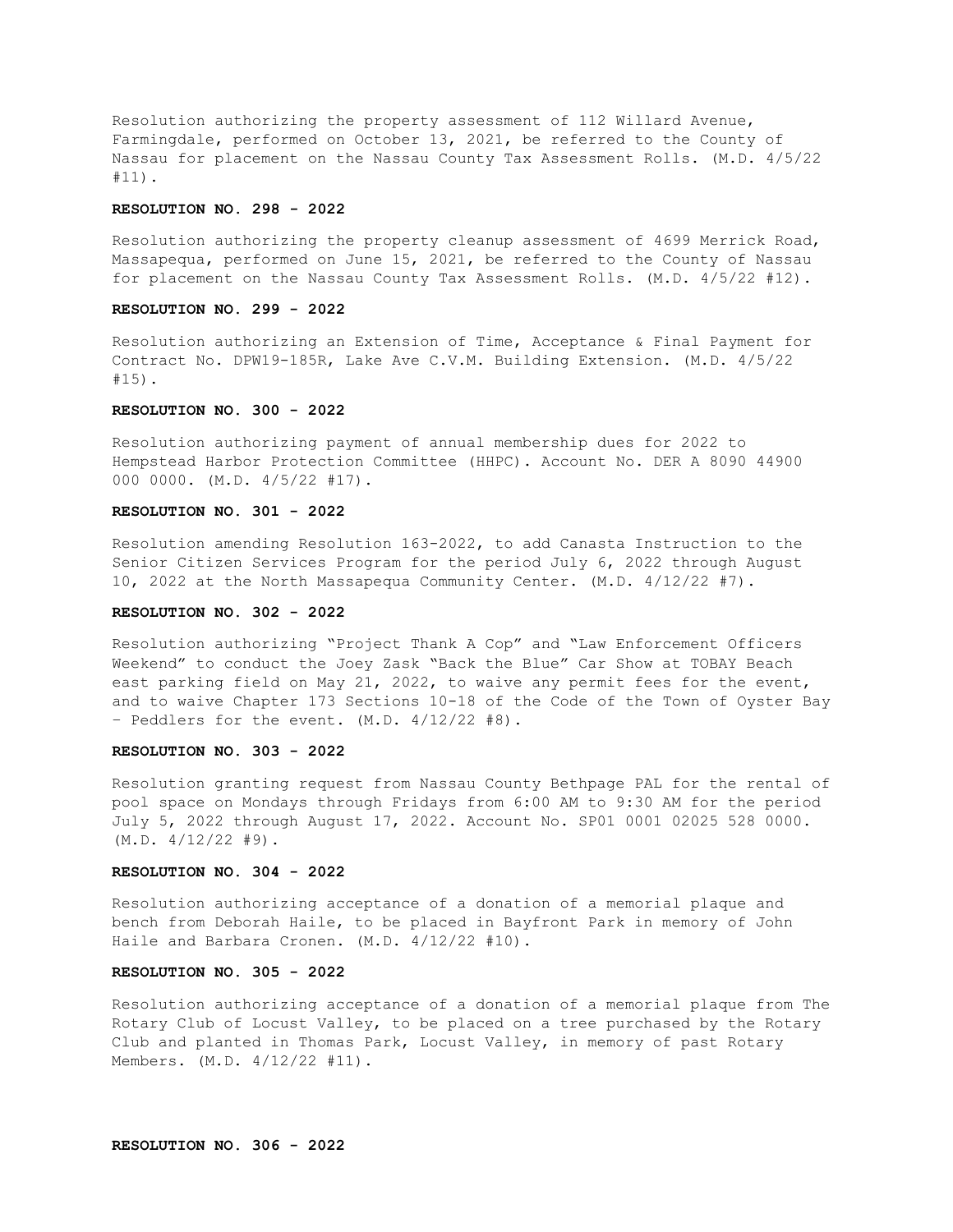Resolution authorizing the property assessment of 112 Willard Avenue, Farmingdale, performed on October 13, 2021, be referred to the County of Nassau for placement on the Nassau County Tax Assessment Rolls. (M.D. 4/5/22 #11).

**RESOLUTION NO. 298 - 2022**

Resolution authorizing the property cleanup assessment of 4699 Merrick Road, Massapequa, performed on June 15, 2021, be referred to the County of Nassau for placement on the Nassau County Tax Assessment Rolls. (M.D. 4/5/22 #12).

**RESOLUTION NO. 299 - 2022**

Resolution authorizing an Extension of Time, Acceptance & Final Payment for Contract No. DPW19-185R, Lake Ave C.V.M. Building Extension. (M.D. 4/5/22 #15).

**RESOLUTION NO. 300 - 2022**

Resolution authorizing payment of annual membership dues for 2022 to Hempstead Harbor Protection Committee (HHPC). Account No. DER A 8090 44900 000 0000. (M.D. 4/5/22 #17).

**RESOLUTION NO. 301 - 2022**

Resolution amending Resolution 163-2022, to add Canasta Instruction to the Senior Citizen Services Program for the period July 6, 2022 through August 10, 2022 at the North Massapequa Community Center. (M.D. 4/12/22 #7).

**RESOLUTION NO. 302 - 2022**

Resolution authorizing "Project Thank A Cop" and "Law Enforcement Officers Weekend" to conduct the Joey Zask "Back the Blue" Car Show at TOBAY Beach east parking field on May 21, 2022, to waive any permit fees for the event, and to waive Chapter 173 Sections 10-18 of the Code of the Town of Oyster Bay – Peddlers for the event. (M.D. 4/12/22 #8).

**RESOLUTION NO. 303 - 2022**

Resolution granting request from Nassau County Bethpage PAL for the rental of pool space on Mondays through Fridays from 6:00 AM to 9:30 AM for the period July 5, 2022 through August 17, 2022. Account No. SP01 0001 02025 528 0000. (M.D. 4/12/22 #9).

**RESOLUTION NO. 304 - 2022**

Resolution authorizing acceptance of a donation of a memorial plaque and bench from Deborah Haile, to be placed in Bayfront Park in memory of John Haile and Barbara Cronen. (M.D. 4/12/22 #10).

**RESOLUTION NO. 305 - 2022**

Resolution authorizing acceptance of a donation of a memorial plaque from The Rotary Club of Locust Valley, to be placed on a tree purchased by the Rotary Club and planted in Thomas Park, Locust Valley, in memory of past Rotary Members. (M.D. 4/12/22 #11).

**RESOLUTION NO. 306 - 2022**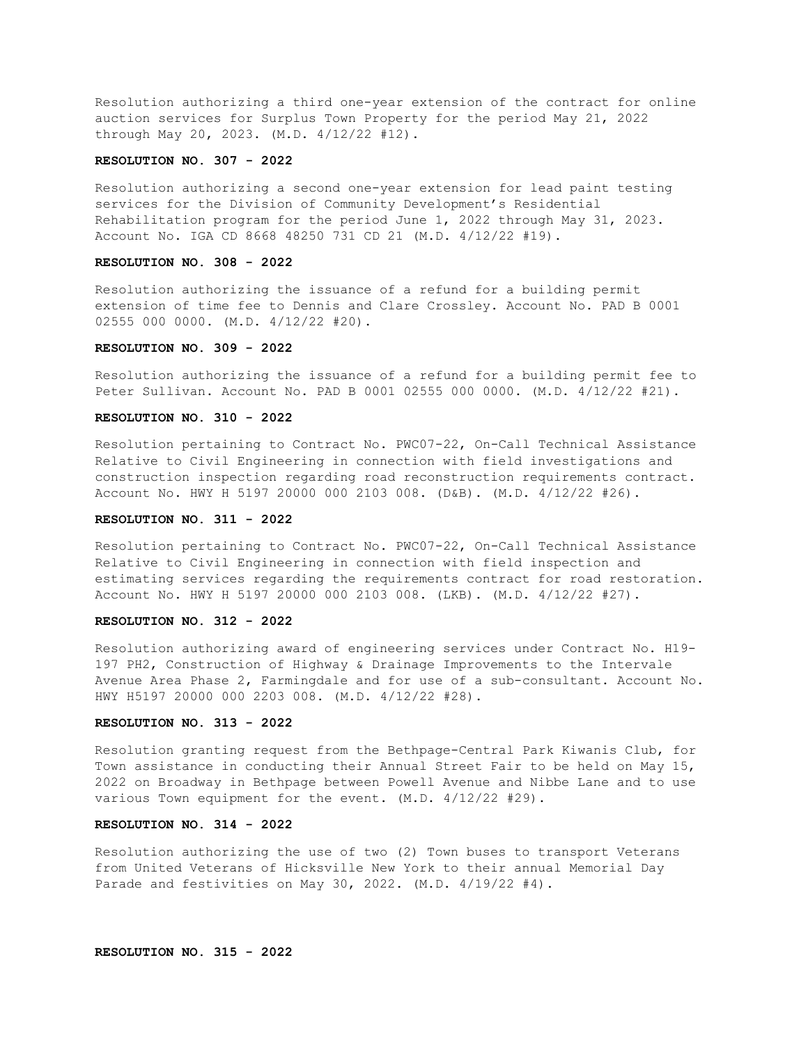Resolution authorizing a third one-year extension of the contract for online auction services for Surplus Town Property for the period May 21, 2022 through May 20, 2023. (M.D. 4/12/22 #12).

**RESOLUTION NO. 307 - 2022**

Resolution authorizing a second one-year extension for lead paint testing services for the Division of Community Development's Residential Rehabilitation program for the period June 1, 2022 through May 31, 2023. Account No. IGA CD 8668 48250 731 CD 21 (M.D. 4/12/22 #19).

**RESOLUTION NO. 308 - 2022**

Resolution authorizing the issuance of a refund for a building permit extension of time fee to Dennis and Clare Crossley. Account No. PAD B 0001 02555 000 0000. (M.D. 4/12/22 #20).

**RESOLUTION NO. 309 - 2022**

Resolution authorizing the issuance of a refund for a building permit fee to Peter Sullivan. Account No. PAD B 0001 02555 000 0000. (M.D. 4/12/22 #21).

**RESOLUTION NO. 310 - 2022**

Resolution pertaining to Contract No. PWC07-22, On-Call Technical Assistance Relative to Civil Engineering in connection with field investigations and construction inspection regarding road reconstruction requirements contract. Account No. HWY H 5197 20000 000 2103 008. (D&B). (M.D. 4/12/22 #26).

**RESOLUTION NO. 311 - 2022**

Resolution pertaining to Contract No. PWC07-22, On-Call Technical Assistance Relative to Civil Engineering in connection with field inspection and estimating services regarding the requirements contract for road restoration. Account No. HWY H 5197 20000 000 2103 008. (LKB). (M.D. 4/12/22 #27).

**RESOLUTION NO. 312 - 2022**

Resolution authorizing award of engineering services under Contract No. H19-197 PH2, Construction of Highway & Drainage Improvements to the Intervale Avenue Area Phase 2, Farmingdale and for use of a sub-consultant. Account No. HWY H5197 20000 000 2203 008. (M.D. 4/12/22 #28).

**RESOLUTION NO. 313 - 2022**

Resolution granting request from the Bethpage-Central Park Kiwanis Club, for Town assistance in conducting their Annual Street Fair to be held on May 15, 2022 on Broadway in Bethpage between Powell Avenue and Nibbe Lane and to use various Town equipment for the event. (M.D. 4/12/22 #29).

**RESOLUTION NO. 314 - 2022**

Resolution authorizing the use of two (2) Town buses to transport Veterans from United Veterans of Hicksville New York to their annual Memorial Day Parade and festivities on May 30, 2022. (M.D. 4/19/22 #4).

**RESOLUTION NO. 315 - 2022**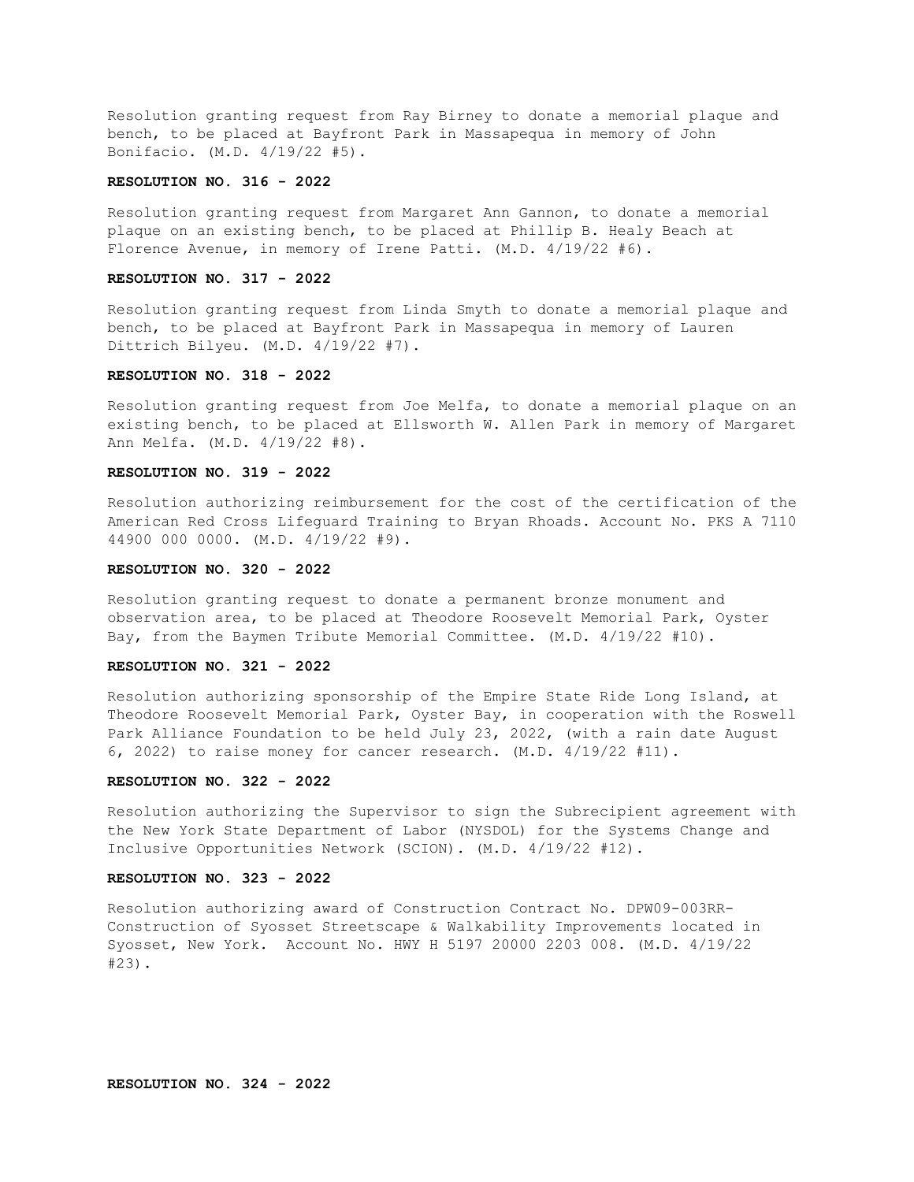Resolution granting request from Ray Birney to donate a memorial plaque and bench, to be placed at Bayfront Park in Massapequa in memory of John Bonifacio. (M.D. 4/19/22 #5).

**RESOLUTION NO. 316 - 2022**

Resolution granting request from Margaret Ann Gannon, to donate a memorial plaque on an existing bench, to be placed at Phillip B. Healy Beach at Florence Avenue, in memory of Irene Patti. (M.D. 4/19/22 #6).

**RESOLUTION NO. 317 - 2022**

Resolution granting request from Linda Smyth to donate a memorial plaque and bench, to be placed at Bayfront Park in Massapequa in memory of Lauren Dittrich Bilyeu. (M.D. 4/19/22 #7).

**RESOLUTION NO. 318 - 2022**

Resolution granting request from Joe Melfa, to donate a memorial plaque on an existing bench, to be placed at Ellsworth W. Allen Park in memory of Margaret Ann Melfa. (M.D. 4/19/22 #8).

**RESOLUTION NO. 319 - 2022**

Resolution authorizing reimbursement for the cost of the certification of the American Red Cross Lifeguard Training to Bryan Rhoads. Account No. PKS A 7110 44900 000 0000. (M.D. 4/19/22 #9).

**RESOLUTION NO. 320 - 2022**

Resolution granting request to donate a permanent bronze monument and observation area, to be placed at Theodore Roosevelt Memorial Park, Oyster Bay, from the Baymen Tribute Memorial Committee. (M.D. 4/19/22 #10).

**RESOLUTION NO. 321 - 2022**

Resolution authorizing sponsorship of the Empire State Ride Long Island, at Theodore Roosevelt Memorial Park, Oyster Bay, in cooperation with the Roswell Park Alliance Foundation to be held July 23, 2022, (with a rain date August 6, 2022) to raise money for cancer research. (M.D. 4/19/22 #11).

**RESOLUTION NO. 322 - 2022**

Resolution authorizing the Supervisor to sign the Subrecipient agreement with the New York State Department of Labor (NYSDOL) for the Systems Change and Inclusive Opportunities Network (SCION). (M.D. 4/19/22 #12).

**RESOLUTION NO. 323 - 2022**

Resolution authorizing award of Construction Contract No. DPW09-003RR-Construction of Syosset Streetscape & Walkability Improvements located in Syosset, New York. Account No. HWY H 5197 20000 2203 008. (M.D. 4/19/22 #23).

**RESOLUTION NO. 324 - 2022**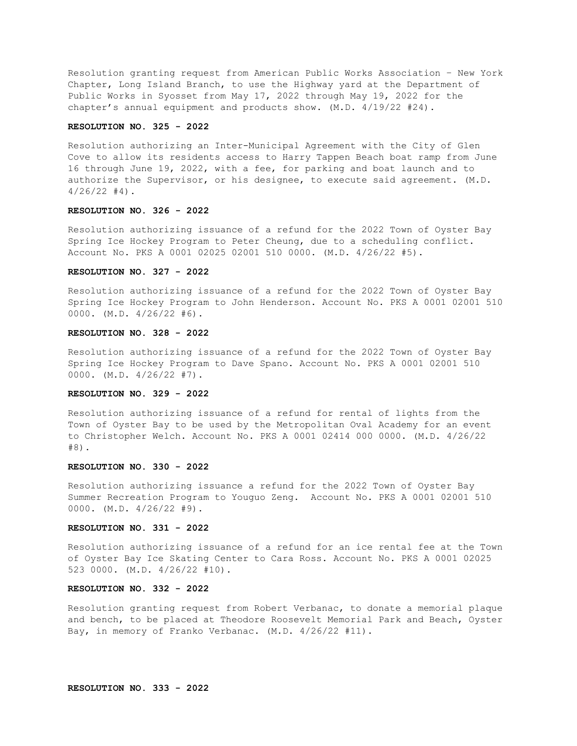Resolution granting request from American Public Works Association – New York Chapter, Long Island Branch, to use the Highway yard at the Department of Public Works in Syosset from May 17, 2022 through May 19, 2022 for the chapter's annual equipment and products show. (M.D. 4/19/22 #24).

**RESOLUTION NO. 325 - 2022**

Resolution authorizing an Inter-Municipal Agreement with the City of Glen Cove to allow its residents access to Harry Tappen Beach boat ramp from June 16 through June 19, 2022, with a fee, for parking and boat launch and to authorize the Supervisor, or his designee, to execute said agreement. (M.D. 4/26/22 #4).

**RESOLUTION NO. 326 - 2022**

Resolution authorizing issuance of a refund for the 2022 Town of Oyster Bay Spring Ice Hockey Program to Peter Cheung, due to a scheduling conflict. Account No. PKS A 0001 02025 02001 510 0000. (M.D. 4/26/22 #5).

**RESOLUTION NO. 327 - 2022**

Resolution authorizing issuance of a refund for the 2022 Town of Oyster Bay Spring Ice Hockey Program to John Henderson. Account No. PKS A 0001 02001 510 0000. (M.D. 4/26/22 #6).

**RESOLUTION NO. 328 - 2022**

Resolution authorizing issuance of a refund for the 2022 Town of Oyster Bay Spring Ice Hockey Program to Dave Spano. Account No. PKS A 0001 02001 510 0000. (M.D. 4/26/22 #7).

**RESOLUTION NO. 329 - 2022**

Resolution authorizing issuance of a refund for rental of lights from the Town of Oyster Bay to be used by the Metropolitan Oval Academy for an event to Christopher Welch. Account No. PKS A 0001 02414 000 0000. (M.D. 4/26/22 #8).

**RESOLUTION NO. 330 - 2022**

Resolution authorizing issuance a refund for the 2022 Town of Oyster Bay Summer Recreation Program to Youguo Zeng. Account No. PKS A 0001 02001 510 0000. (M.D. 4/26/22 #9).

**RESOLUTION NO. 331 - 2022**

Resolution authorizing issuance of a refund for an ice rental fee at the Town of Oyster Bay Ice Skating Center to Cara Ross. Account No. PKS A 0001 02025 523 0000. (M.D. 4/26/22 #10).

**RESOLUTION NO. 332 - 2022**

Resolution granting request from Robert Verbanac, to donate a memorial plaque and bench, to be placed at Theodore Roosevelt Memorial Park and Beach, Oyster Bay, in memory of Franko Verbanac. (M.D. 4/26/22 #11).

**RESOLUTION NO. 333 - 2022**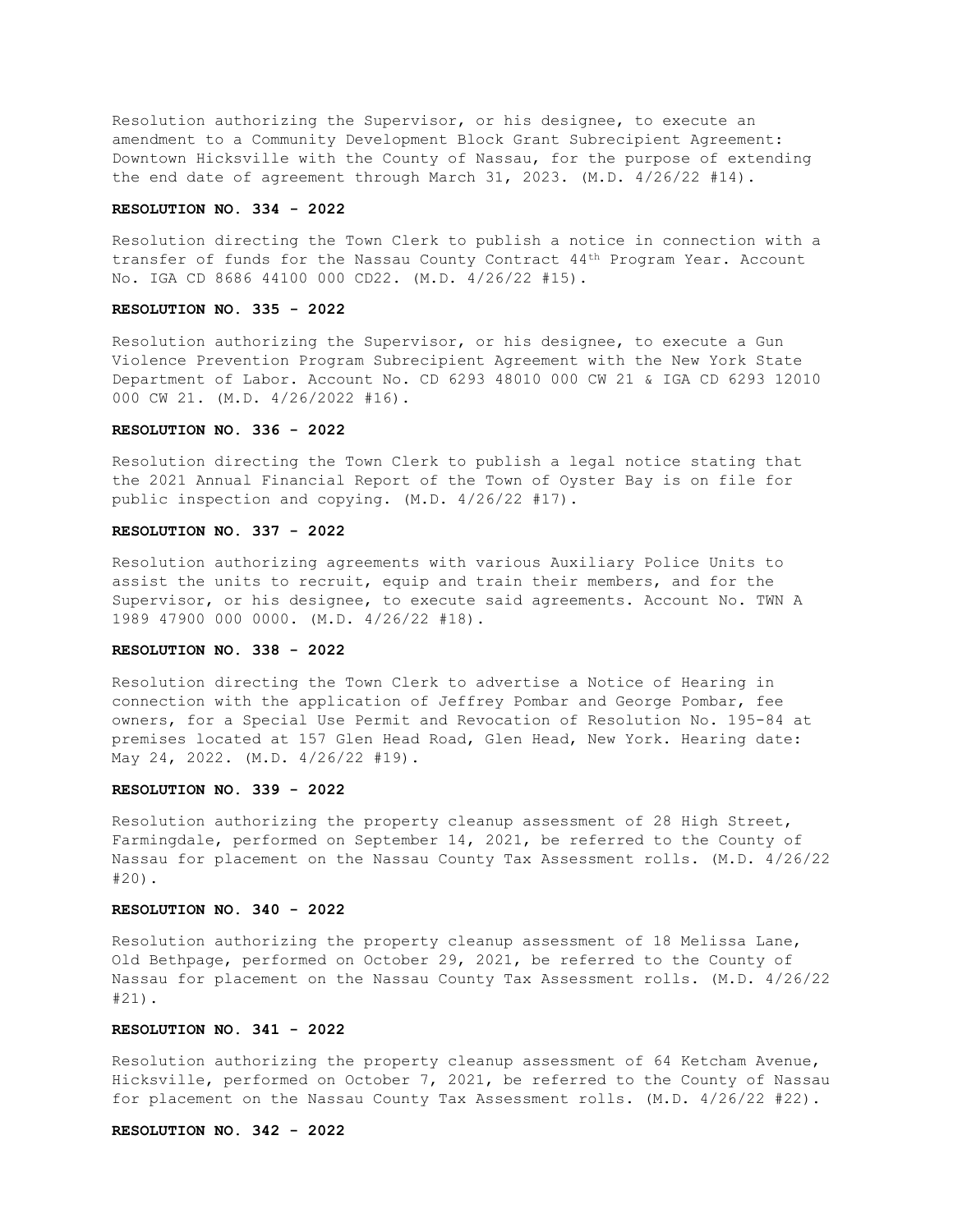Resolution authorizing the Supervisor, or his designee, to execute an amendment to a Community Development Block Grant Subrecipient Agreement: Downtown Hicksville with the County of Nassau, for the purpose of extending the end date of agreement through March 31, 2023. (M.D. 4/26/22 #14).

**RESOLUTION NO. 334 - 2022**

Resolution directing the Town Clerk to publish a notice in connection with a transfer of funds for the Nassau County Contract 44th Program Year. Account No. IGA CD 8686 44100 000 CD22. (M.D. 4/26/22 #15).

**RESOLUTION NO. 335 - 2022**

Resolution authorizing the Supervisor, or his designee, to execute a Gun Violence Prevention Program Subrecipient Agreement with the New York State Department of Labor. Account No. CD 6293 48010 000 CW 21 & IGA CD 6293 12010 000 CW 21. (M.D. 4/26/2022 #16).

**RESOLUTION NO. 336 - 2022**

Resolution directing the Town Clerk to publish a legal notice stating that the 2021 Annual Financial Report of the Town of Oyster Bay is on file for public inspection and copying. (M.D. 4/26/22 #17).

**RESOLUTION NO. 337 - 2022**

Resolution authorizing agreements with various Auxiliary Police Units to assist the units to recruit, equip and train their members, and for the Supervisor, or his designee, to execute said agreements. Account No. TWN A 1989 47900 000 0000. (M.D. 4/26/22 #18).

**RESOLUTION NO. 338 - 2022**

Resolution directing the Town Clerk to advertise a Notice of Hearing in connection with the application of Jeffrey Pombar and George Pombar, fee owners, for a Special Use Permit and Revocation of Resolution No. 195-84 at premises located at 157 Glen Head Road, Glen Head, New York. Hearing date: May 24, 2022. (M.D. 4/26/22 #19).

**RESOLUTION NO. 339 - 2022**

Resolution authorizing the property cleanup assessment of 28 High Street, Farmingdale, performed on September 14, 2021, be referred to the County of Nassau for placement on the Nassau County Tax Assessment rolls. (M.D. 4/26/22 #20).

**RESOLUTION NO. 340 - 2022**

Resolution authorizing the property cleanup assessment of 18 Melissa Lane, Old Bethpage, performed on October 29, 2021, be referred to the County of Nassau for placement on the Nassau County Tax Assessment rolls. (M.D. 4/26/22 #21).

**RESOLUTION NO. 341 - 2022**

Resolution authorizing the property cleanup assessment of 64 Ketcham Avenue, Hicksville, performed on October 7, 2021, be referred to the County of Nassau for placement on the Nassau County Tax Assessment rolls. (M.D. 4/26/22 #22).

**RESOLUTION NO. 342 - 2022**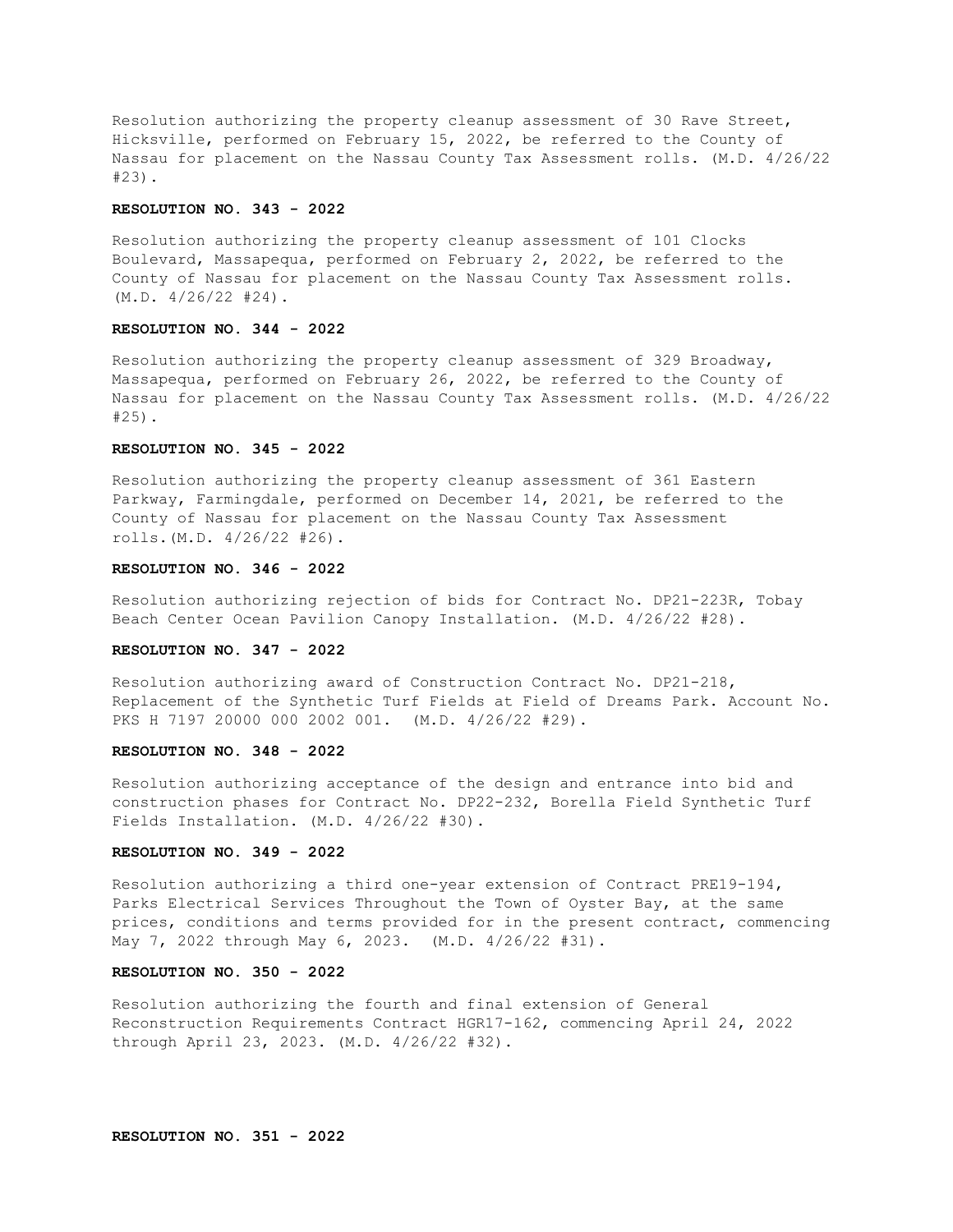Resolution authorizing the property cleanup assessment of 30 Rave Street, Hicksville, performed on February 15, 2022, be referred to the County of Nassau for placement on the Nassau County Tax Assessment rolls. (M.D. 4/26/22 #23).

**RESOLUTION NO. 343 - 2022**

Resolution authorizing the property cleanup assessment of 101 Clocks Boulevard, Massapequa, performed on February 2, 2022, be referred to the County of Nassau for placement on the Nassau County Tax Assessment rolls. (M.D. 4/26/22 #24).

**RESOLUTION NO. 344 - 2022**

Resolution authorizing the property cleanup assessment of 329 Broadway, Massapequa, performed on February 26, 2022, be referred to the County of Nassau for placement on the Nassau County Tax Assessment rolls. (M.D. 4/26/22 #25).

**RESOLUTION NO. 345 - 2022**

Resolution authorizing the property cleanup assessment of 361 Eastern Parkway, Farmingdale, performed on December 14, 2021, be referred to the County of Nassau for placement on the Nassau County Tax Assessment rolls.(M.D. 4/26/22 #26).

**RESOLUTION NO. 346 - 2022**

Resolution authorizing rejection of bids for Contract No. DP21-223R, Tobay Beach Center Ocean Pavilion Canopy Installation. (M.D. 4/26/22 #28).

**RESOLUTION NO. 347 - 2022**

Resolution authorizing award of Construction Contract No. DP21-218, Replacement of the Synthetic Turf Fields at Field of Dreams Park. Account No. PKS H 7197 20000 000 2002 001. (M.D. 4/26/22 #29).

**RESOLUTION NO. 348 - 2022**

Resolution authorizing acceptance of the design and entrance into bid and construction phases for Contract No. DP22-232, Borella Field Synthetic Turf Fields Installation. (M.D. 4/26/22 #30).

**RESOLUTION NO. 349 - 2022**

Resolution authorizing a third one-year extension of Contract PRE19-194, Parks Electrical Services Throughout the Town of Oyster Bay, at the same prices, conditions and terms provided for in the present contract, commencing May 7, 2022 through May 6, 2023. (M.D. 4/26/22 #31).

**RESOLUTION NO. 350 - 2022**

Resolution authorizing the fourth and final extension of General Reconstruction Requirements Contract HGR17-162, commencing April 24, 2022 through April 23, 2023. (M.D. 4/26/22 #32).

**RESOLUTION NO. 351 - 2022**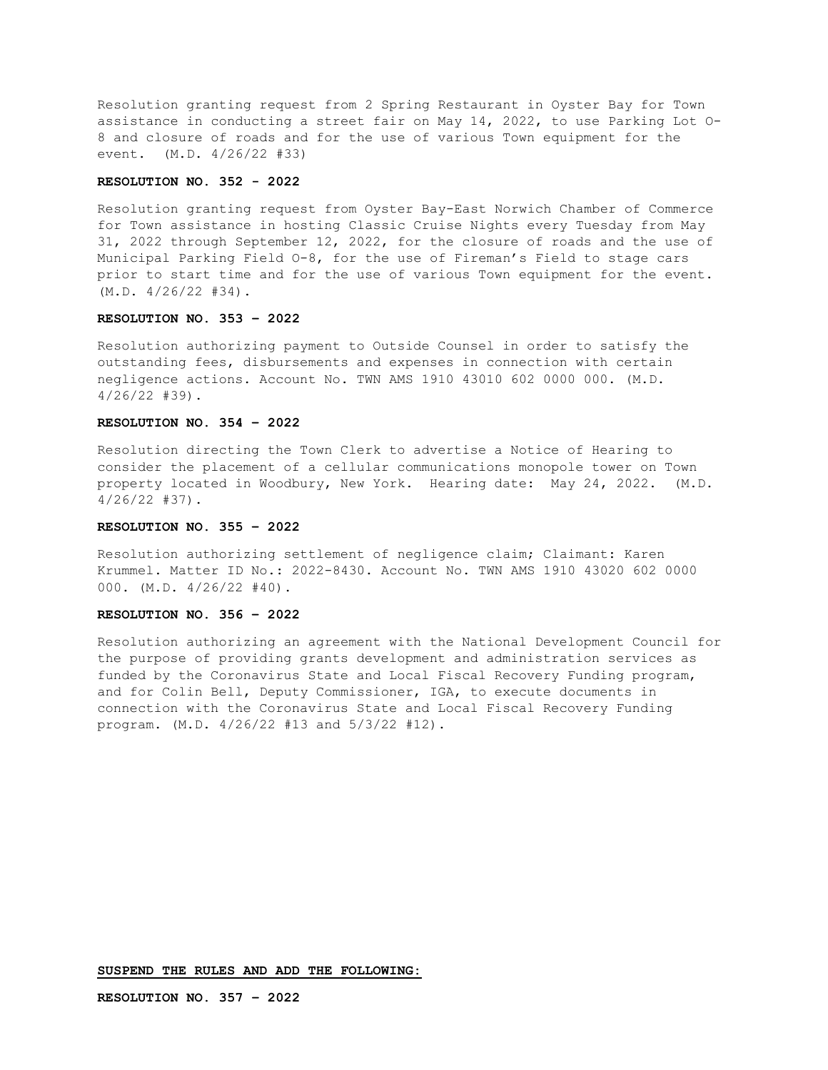Resolution granting request from 2 Spring Restaurant in Oyster Bay for Town assistance in conducting a street fair on May 14, 2022, to use Parking Lot O-8 and closure of roads and for the use of various Town equipment for the event. (M.D. 4/26/22 #33)

**RESOLUTION NO. 352 - 2022**

Resolution granting request from Oyster Bay-East Norwich Chamber of Commerce for Town assistance in hosting Classic Cruise Nights every Tuesday from May 31, 2022 through September 12, 2022, for the closure of roads and the use of Municipal Parking Field O-8, for the use of Fireman's Field to stage cars prior to start time and for the use of various Town equipment for the event. (M.D. 4/26/22 #34).

**RESOLUTION NO. 353 – 2022**

Resolution authorizing payment to Outside Counsel in order to satisfy the outstanding fees, disbursements and expenses in connection with certain negligence actions. Account No. TWN AMS 1910 43010 602 0000 000. (M.D. 4/26/22 #39).

**RESOLUTION NO. 354 – 2022**

Resolution directing the Town Clerk to advertise a Notice of Hearing to consider the placement of a cellular communications monopole tower on Town property located in Woodbury, New York. Hearing date: May 24, 2022. (M.D. 4/26/22 #37).

**RESOLUTION NO. 355 – 2022**

Resolution authorizing settlement of negligence claim; Claimant: Karen Krummel. Matter ID No.: 2022-8430. Account No. TWN AMS 1910 43020 602 0000 000. (M.D. 4/26/22 #40).

**RESOLUTION NO. 356 – 2022**

Resolution authorizing an agreement with the National Development Council for the purpose of providing grants development and administration services as funded by the Coronavirus State and Local Fiscal Recovery Funding program, and for Colin Bell, Deputy Commissioner, IGA, to execute documents in connection with the Coronavirus State and Local Fiscal Recovery Funding program. (M.D. 4/26/22 #13 and 5/3/22 #12).

**SUSPEND THE RULES AND ADD THE FOLLOWING:**

**RESOLUTION NO. 357 – 2022**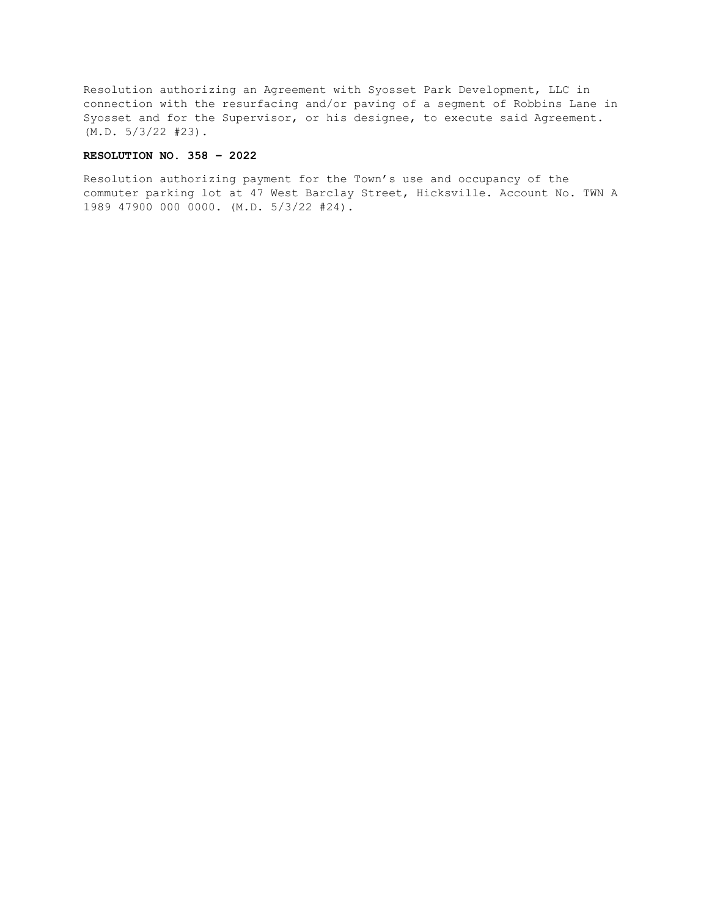Resolution authorizing an Agreement with Syosset Park Development, LLC in connection with the resurfacing and/or paving of a segment of Robbins Lane in Syosset and for the Supervisor, or his designee, to execute said Agreement. (M.D. 5/3/22 #23).

**RESOLUTION NO. 358 – 2022**

Resolution authorizing payment for the Town's use and occupancy of the commuter parking lot at 47 West Barclay Street, Hicksville. Account No. TWN A 1989 47900 000 0000. (M.D. 5/3/22 #24).